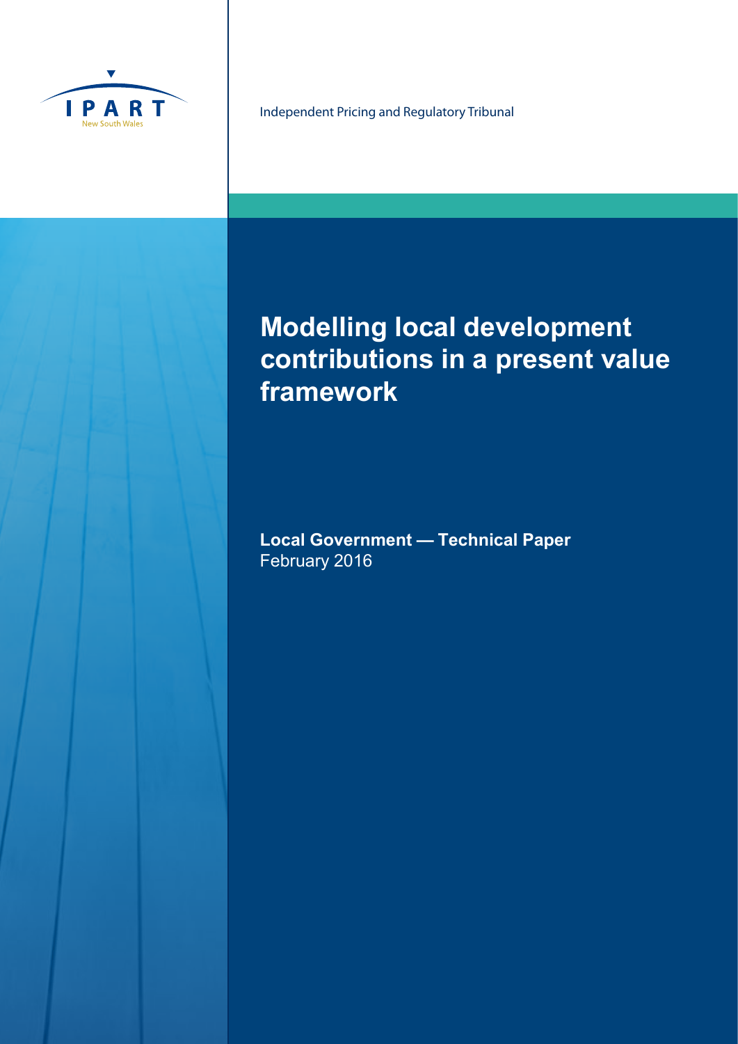IPART

New South Wales

Independent Pricing and Regulatory Tribunal

# Modelling local development contributions in a present value framework

**Local Government — Technical Paper**
February 2016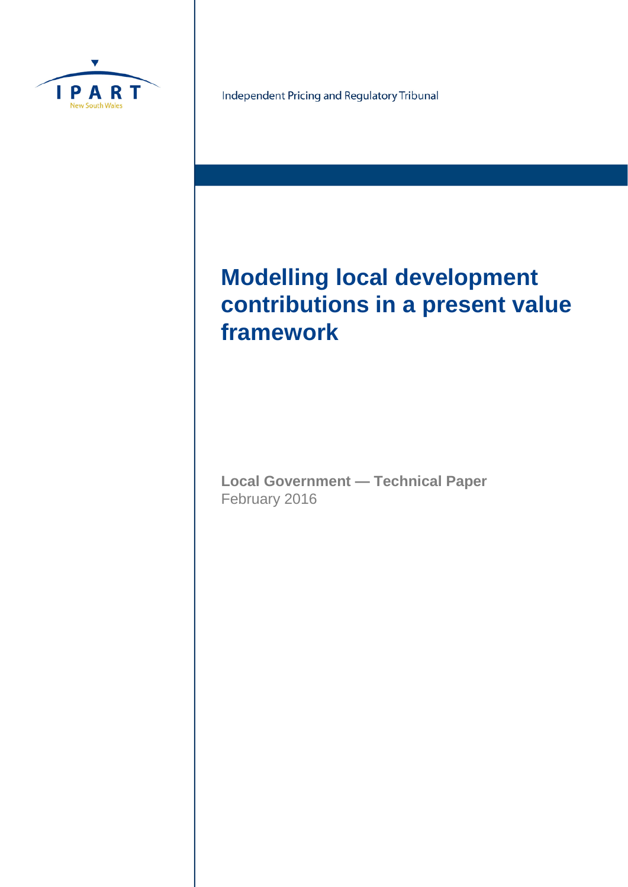IPART

New South Wales

Independent Pricing and Regulatory Tribunal

# Modelling local development contributions in a present value framework

**Local Government — Technical Paper**
February 2016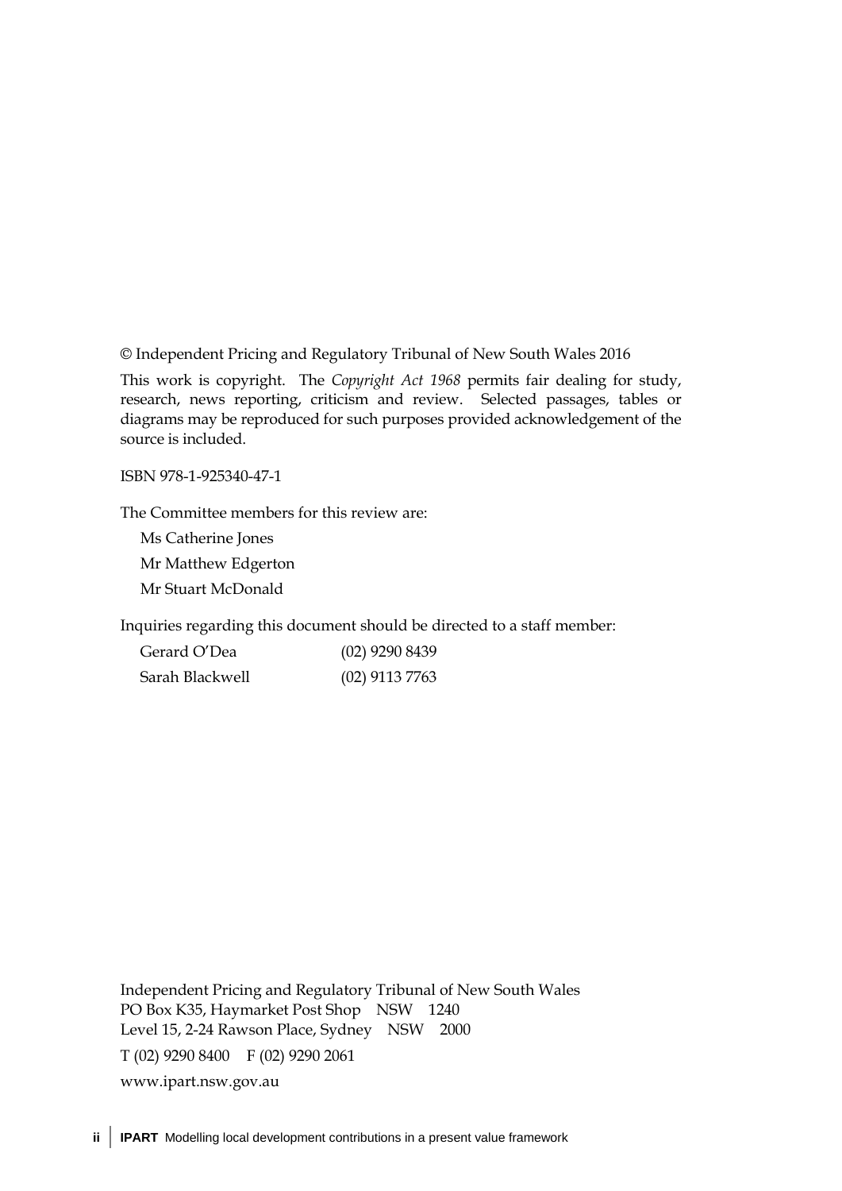© Independent Pricing and Regulatory Tribunal of New South Wales 2016

This work is copyright. The *Copyright Act 1968* permits fair dealing for study, research, news reporting, criticism and review. Selected passages, tables or diagrams may be reproduced for such purposes provided acknowledgement of the source is included.

ISBN 978-1-925340-47-1

The Committee members for this review are:

Ms Catherine Jones

Mr Matthew Edgerton

Mr Stuart McDonald

Inquiries regarding this document should be directed to a staff member:

| | |
|---|---|
| Gerard O'Dea | (02) 9290 8439 |
| Sarah Blackwell | (02) 9113 7763 |

Independent Pricing and Regulatory Tribunal of New South Wales
PO Box K35, Haymarket Post Shop NSW 1240
Level 15, 2-24 Rawson Place, Sydney NSW 2000

T (02) 9290 8400 F (02) 9290 2061

www.ipart.nsw.gov.au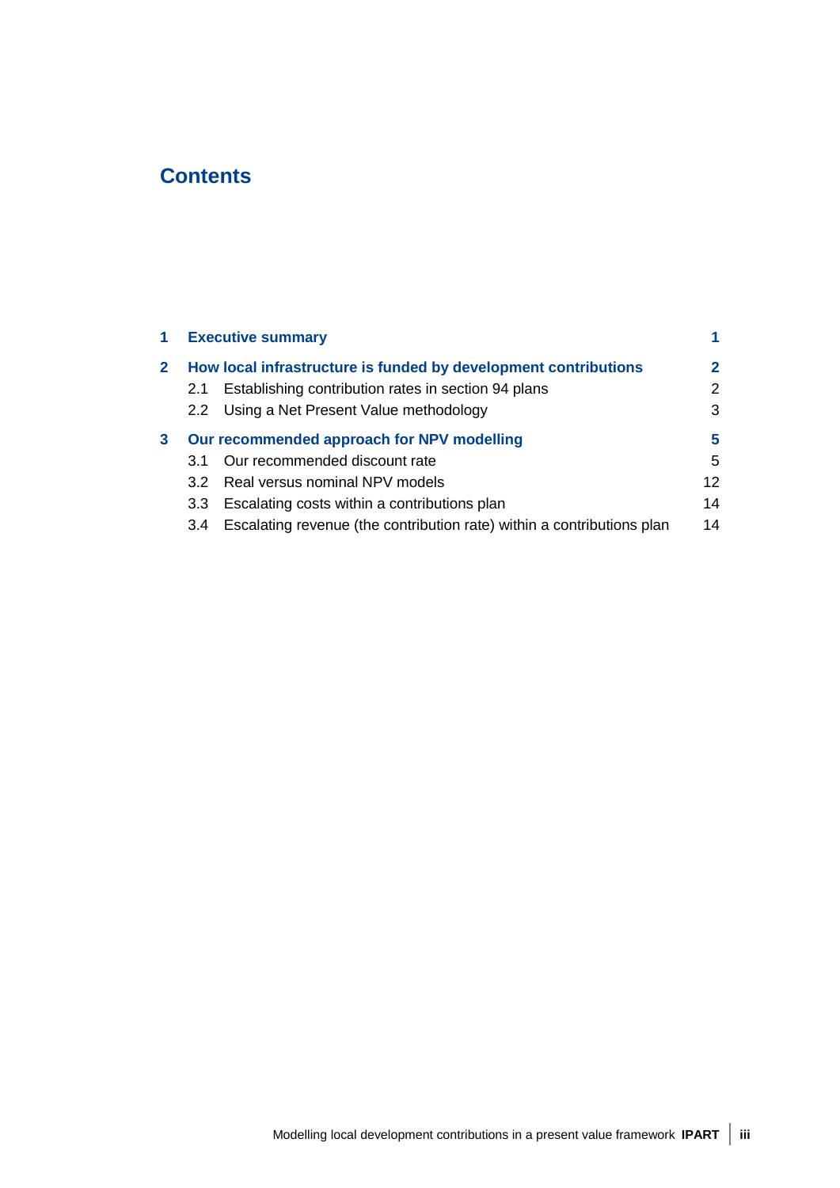# Contents

| | | |
|---|---|---|
| **1** | **Executive summary** | **1** |
| **2** | **How local infrastructure is funded by development contributions** | **2** |
| | 2.1 Establishing contribution rates in section 94 plans | 2 |
| | 2.2 Using a Net Present Value methodology | 3 |
| **3** | **Our recommended approach for NPV modelling** | **5** |
| | 3.1 Our recommended discount rate | 5 |
| | 3.2 Real versus nominal NPV models | 12 |
| | 3.3 Escalating costs within a contributions plan | 14 |
| | 3.4 Escalating revenue (the contribution rate) within a contributions plan | 14 |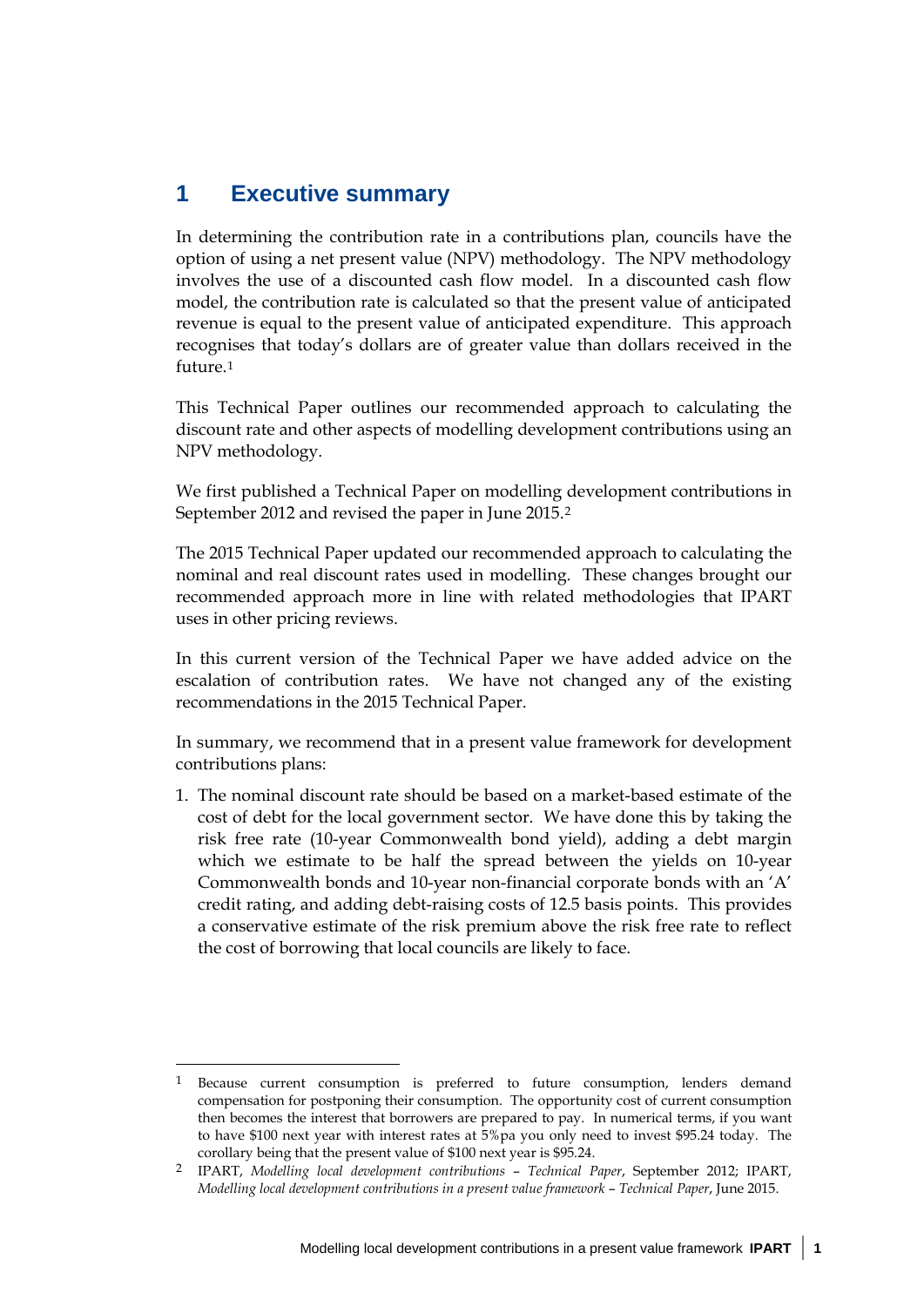# 1 Executive summary

In determining the contribution rate in a contributions plan, councils have the option of using a net present value (NPV) methodology. The NPV methodology involves the use of a discounted cash flow model. In a discounted cash flow model, the contribution rate is calculated so that the present value of anticipated revenue is equal to the present value of anticipated expenditure. This approach recognises that today's dollars are of greater value than dollars received in the future.[1]

This Technical Paper outlines our recommended approach to calculating the discount rate and other aspects of modelling development contributions using an NPV methodology.

We first published a Technical Paper on modelling development contributions in September 2012 and revised the paper in June 2015.[2]

The 2015 Technical Paper updated our recommended approach to calculating the nominal and real discount rates used in modelling. These changes brought our recommended approach more in line with related methodologies that IPART uses in other pricing reviews.

In this current version of the Technical Paper we have added advice on the escalation of contribution rates. We have not changed any of the existing recommendations in the 2015 Technical Paper.

In summary, we recommend that in a present value framework for development contributions plans:

1. The nominal discount rate should be based on a market-based estimate of the cost of debt for the local government sector. We have done this by taking the risk free rate (10-year Commonwealth bond yield), adding a debt margin which we estimate to be half the spread between the yields on 10-year Commonwealth bonds and 10-year non-financial corporate bonds with an 'A' credit rating, and adding debt-raising costs of 12.5 basis points. This provides a conservative estimate of the risk premium above the risk free rate to reflect the cost of borrowing that local councils are likely to face.

---

1 Because current consumption is preferred to future consumption, lenders demand compensation for postponing their consumption. The opportunity cost of current consumption then becomes the interest that borrowers are prepared to pay. In numerical terms, if you want to have $100 next year with interest rates at 5%pa you only need to invest $95.24 today. The corollary being that the present value of $100 next year is $95.24.

2 IPART, *Modelling local development contributions – Technical Paper*, September 2012; IPART, *Modelling local development contributions in a present value framework – Technical Paper*, June 2015.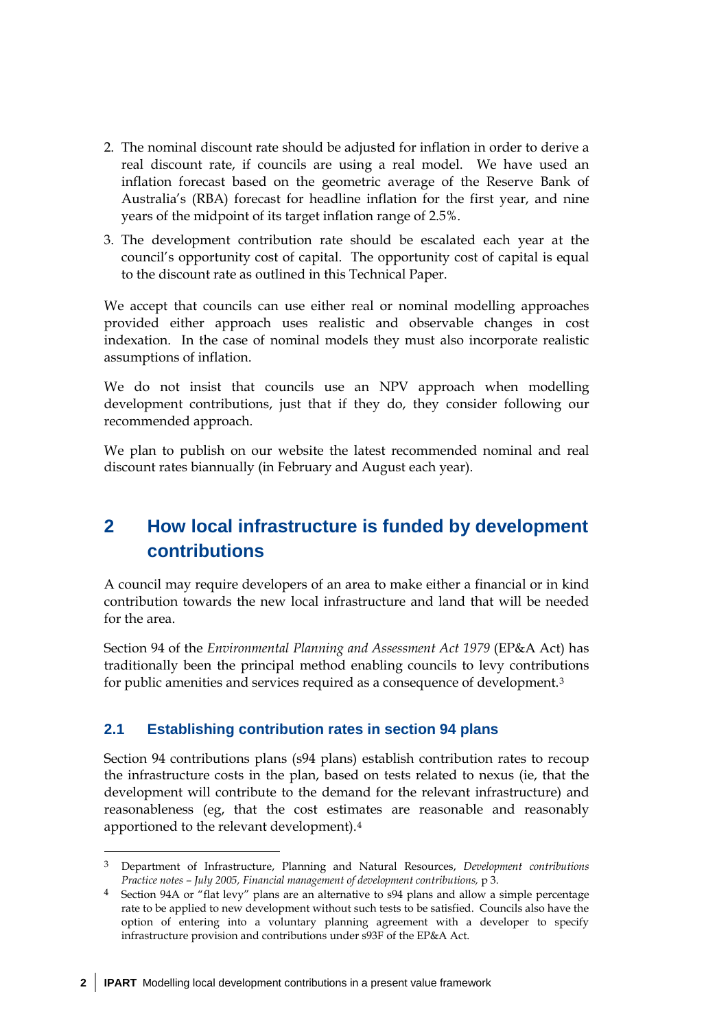2. The nominal discount rate should be adjusted for inflation in order to derive a real discount rate, if councils are using a real model. We have used an inflation forecast based on the geometric average of the Reserve Bank of Australia's (RBA) forecast for headline inflation for the first year, and nine years of the midpoint of its target inflation range of 2.5%.
3. The development contribution rate should be escalated each year at the council's opportunity cost of capital. The opportunity cost of capital is equal to the discount rate as outlined in this Technical Paper.

We accept that councils can use either real or nominal modelling approaches provided either approach uses realistic and observable changes in cost indexation. In the case of nominal models they must also incorporate realistic assumptions of inflation.

We do not insist that councils use an NPV approach when modelling development contributions, just that if they do, they consider following our recommended approach.

We plan to publish on our website the latest recommended nominal and real discount rates biannually (in February and August each year).

## 2 How local infrastructure is funded by development contributions

A council may require developers of an area to make either a financial or in kind contribution towards the new local infrastructure and land that will be needed for the area.

Section 94 of the *Environmental Planning and Assessment Act 1979* (EP&A Act) has traditionally been the principal method enabling councils to levy contributions for public amenities and services required as a consequence of development.[3]

### 2.1 Establishing contribution rates in section 94 plans

Section 94 contributions plans (s94 plans) establish contribution rates to recoup the infrastructure costs in the plan, based on tests related to nexus (ie, that the development will contribute to the demand for the relevant infrastructure) and reasonableness (eg, that the cost estimates are reasonable and reasonably apportioned to the relevant development).[4]

---

[3] Department of Infrastructure, Planning and Natural Resources, *Development contributions Practice notes – July 2005, Financial management of development contributions,* p 3.

[4] Section 94A or "flat levy" plans are an alternative to s94 plans and allow a simple percentage rate to be applied to new development without such tests to be satisfied. Councils also have the option of entering into a voluntary planning agreement with a developer to specify infrastructure provision and contributions under s93F of the EP&A Act.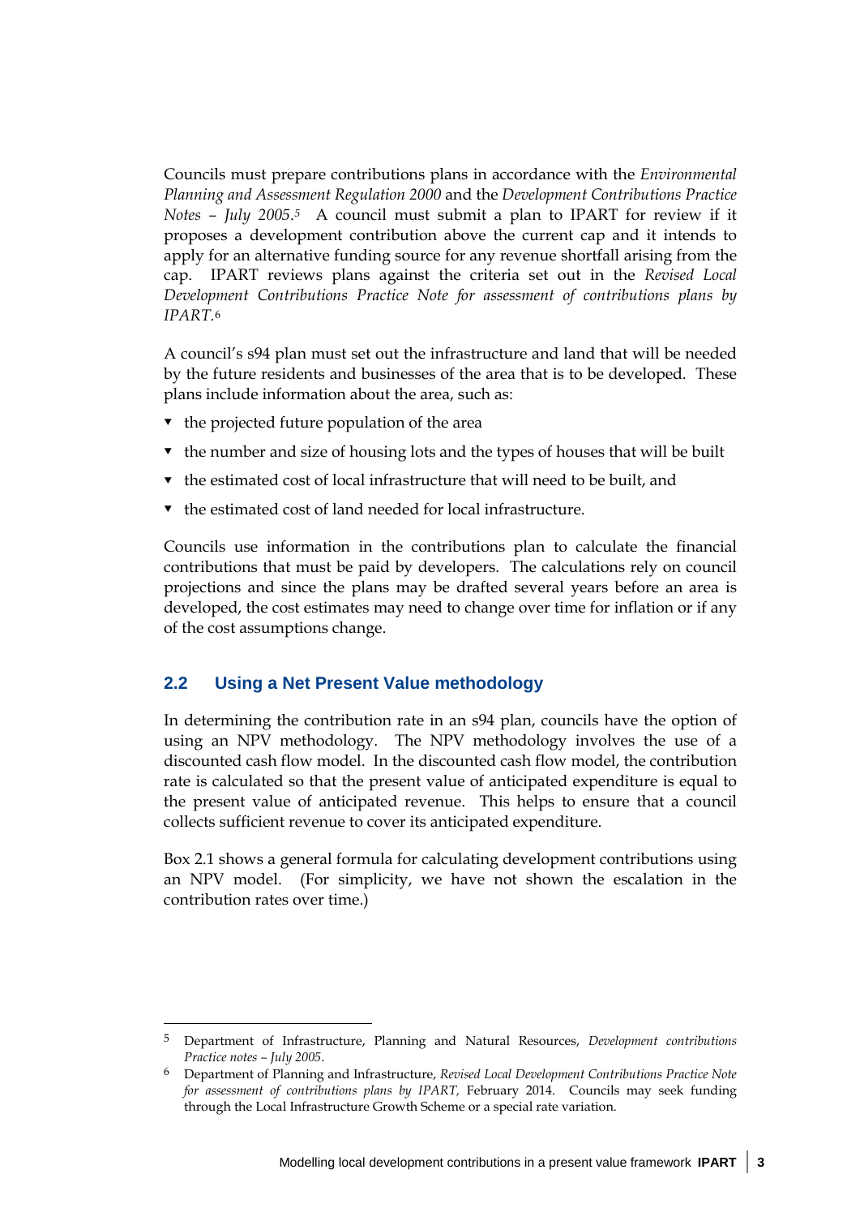Councils must prepare contributions plans in accordance with the *Environmental Planning and Assessment Regulation 2000* and the *Development Contributions Practice Notes – July 2005*.[5] A council must submit a plan to IPART for review if it proposes a development contribution above the current cap and it intends to apply for an alternative funding source for any revenue shortfall arising from the cap. IPART reviews plans against the criteria set out in the *Revised Local Development Contributions Practice Note for assessment of contributions plans by IPART*.[6]

A council's s94 plan must set out the infrastructure and land that will be needed by the future residents and businesses of the area that is to be developed. These plans include information about the area, such as:

- the projected future population of the area
- the number and size of housing lots and the types of houses that will be built
- the estimated cost of local infrastructure that will need to be built, and
- the estimated cost of land needed for local infrastructure.

Councils use information in the contributions plan to calculate the financial contributions that must be paid by developers. The calculations rely on council projections and since the plans may be drafted several years before an area is developed, the cost estimates may need to change over time for inflation or if any of the cost assumptions change.

## 2.2 Using a Net Present Value methodology

In determining the contribution rate in an s94 plan, councils have the option of using an NPV methodology. The NPV methodology involves the use of a discounted cash flow model. In the discounted cash flow model, the contribution rate is calculated so that the present value of anticipated expenditure is equal to the present value of anticipated revenue. This helps to ensure that a council collects sufficient revenue to cover its anticipated expenditure.

Box 2.1 shows a general formula for calculating development contributions using an NPV model. (For simplicity, we have not shown the escalation in the contribution rates over time.)

---

5 Department of Infrastructure, Planning and Natural Resources, *Development contributions Practice notes – July 2005*.

6 Department of Planning and Infrastructure, *Revised Local Development Contributions Practice Note for assessment of contributions plans by IPART,* February 2014. Councils may seek funding through the Local Infrastructure Growth Scheme or a special rate variation.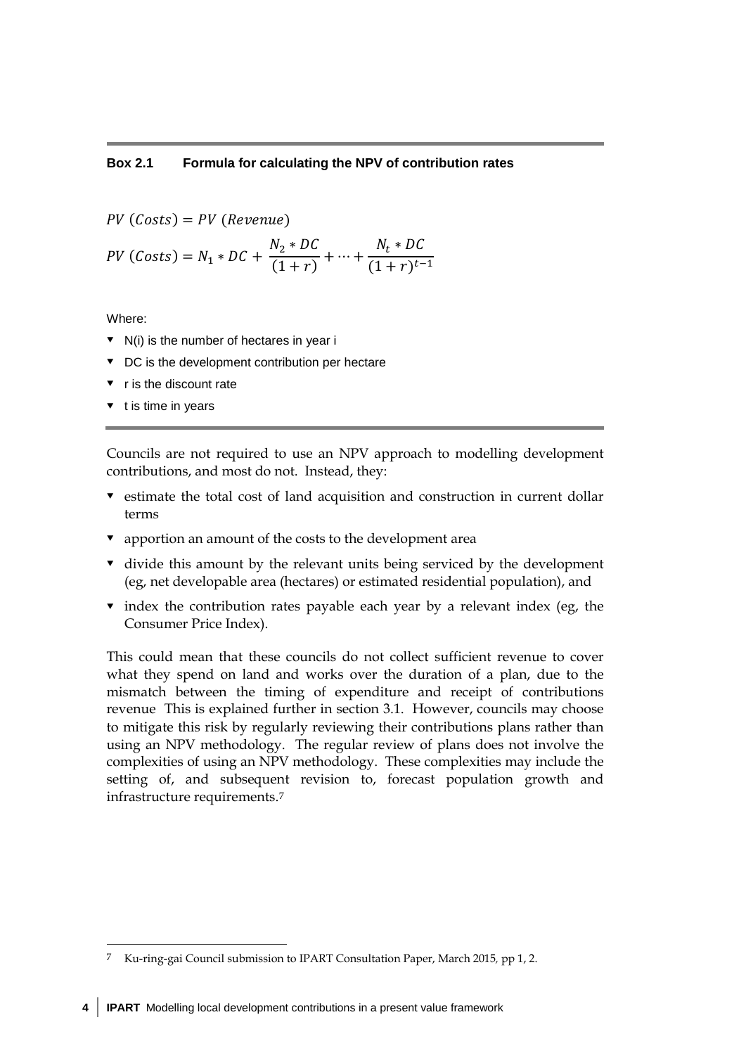**Box 2.1 Formula for calculating the NPV of contribution rates**

$$PV\ (Costs) = PV\ (Revenue)$$

$$PV\ (Costs) = N_1 * DC + \frac{N_2 * DC}{(1+r)} + \cdots + \frac{N_t * DC}{(1+r)^{t-1}}$$

Where:

- N(i) is the number of hectares in year i
- DC is the development contribution per hectare
- r is the discount rate
- t is time in years

Councils are not required to use an NPV approach to modelling development contributions, and most do not. Instead, they:

- estimate the total cost of land acquisition and construction in current dollar terms
- apportion an amount of the costs to the development area
- divide this amount by the relevant units being serviced by the development (eg, net developable area (hectares) or estimated residential population), and
- index the contribution rates payable each year by a relevant index (eg, the Consumer Price Index).

This could mean that these councils do not collect sufficient revenue to cover what they spend on land and works over the duration of a plan, due to the mismatch between the timing of expenditure and receipt of contributions revenue This is explained further in section 3.1. However, councils may choose to mitigate this risk by regularly reviewing their contributions plans rather than using an NPV methodology. The regular review of plans does not involve the complexities of using an NPV methodology. These complexities may include the setting of, and subsequent revision to, forecast population growth and infrastructure requirements.[7]

[7] Ku-ring-gai Council submission to IPART Consultation Paper, March 2015, pp 1, 2.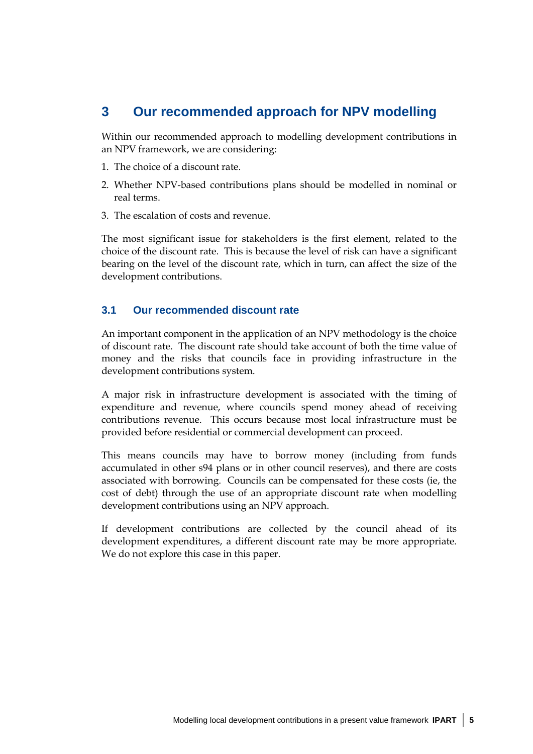# 3 Our recommended approach for NPV modelling

Within our recommended approach to modelling development contributions in an NPV framework, we are considering:

1. The choice of a discount rate.
2. Whether NPV-based contributions plans should be modelled in nominal or real terms.
3. The escalation of costs and revenue.

The most significant issue for stakeholders is the first element, related to the choice of the discount rate. This is because the level of risk can have a significant bearing on the level of the discount rate, which in turn, can affect the size of the development contributions.

## 3.1 Our recommended discount rate

An important component in the application of an NPV methodology is the choice of discount rate. The discount rate should take account of both the time value of money and the risks that councils face in providing infrastructure in the development contributions system.

A major risk in infrastructure development is associated with the timing of expenditure and revenue, where councils spend money ahead of receiving contributions revenue. This occurs because most local infrastructure must be provided before residential or commercial development can proceed.

This means councils may have to borrow money (including from funds accumulated in other s94 plans or in other council reserves), and there are costs associated with borrowing. Councils can be compensated for these costs (ie, the cost of debt) through the use of an appropriate discount rate when modelling development contributions using an NPV approach.

If development contributions are collected by the council ahead of its development expenditures, a different discount rate may be more appropriate. We do not explore this case in this paper.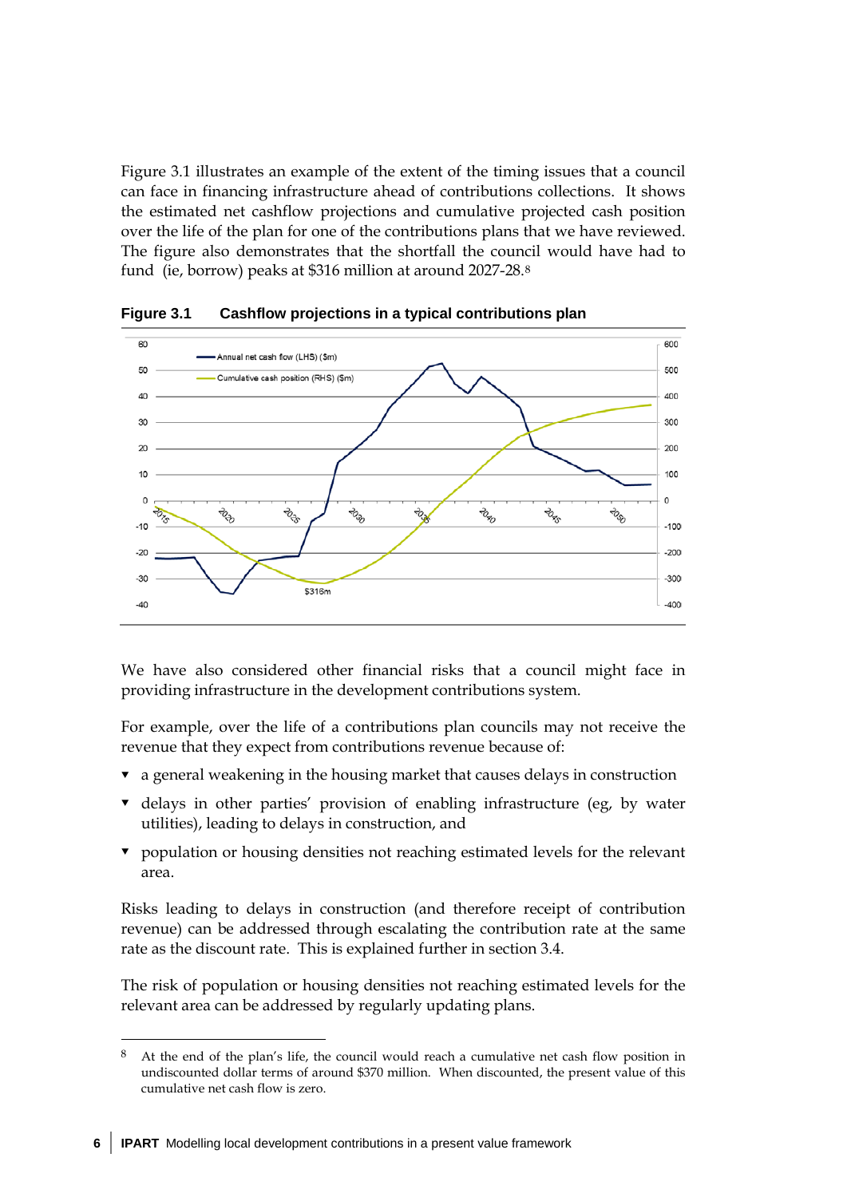Figure 3.1 illustrates an example of the extent of the timing issues that a council can face in financing infrastructure ahead of contributions collections. It shows the estimated net cashflow projections and cumulative projected cash position over the life of the plan for one of the contributions plans that we have reviewed. The figure also demonstrates that the shortfall the council would have had to fund (ie, borrow) peaks at $316 million at around 2027-28.[8]

**Figure 3.1 Cashflow projections in a typical contributions plan**

We have also considered other financial risks that a council might face in providing infrastructure in the development contributions system.

For example, over the life of a contributions plan councils may not receive the revenue that they expect from contributions revenue because of:

- a general weakening in the housing market that causes delays in construction
- delays in other parties' provision of enabling infrastructure (eg, by water utilities), leading to delays in construction, and
- population or housing densities not reaching estimated levels for the relevant area.

Risks leading to delays in construction (and therefore receipt of contribution revenue) can be addressed through escalating the contribution rate at the same rate as the discount rate. This is explained further in section 3.4.

The risk of population or housing densities not reaching estimated levels for the relevant area can be addressed by regularly updating plans.

---

[8] At the end of the plan's life, the council would reach a cumulative net cash flow position in undiscounted dollar terms of around $370 million. When discounted, the present value of this cumulative net cash flow is zero.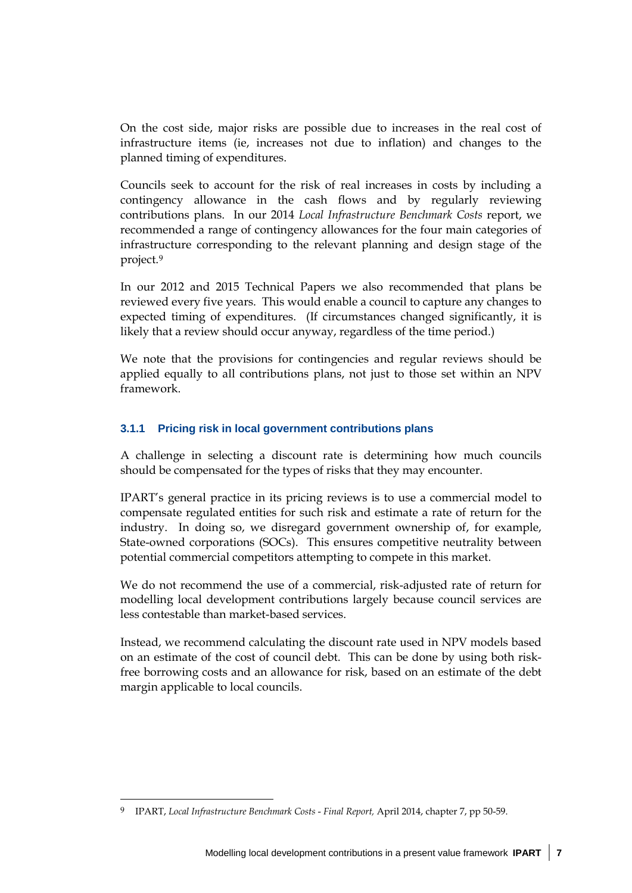On the cost side, major risks are possible due to increases in the real cost of infrastructure items (ie, increases not due to inflation) and changes to the planned timing of expenditures.

Councils seek to account for the risk of real increases in costs by including a contingency allowance in the cash flows and by regularly reviewing contributions plans. In our 2014 *Local Infrastructure Benchmark Costs* report, we recommended a range of contingency allowances for the four main categories of infrastructure corresponding to the relevant planning and design stage of the project.[9]

In our 2012 and 2015 Technical Papers we also recommended that plans be reviewed every five years. This would enable a council to capture any changes to expected timing of expenditures. (If circumstances changed significantly, it is likely that a review should occur anyway, regardless of the time period.)

We note that the provisions for contingencies and regular reviews should be applied equally to all contributions plans, not just to those set within an NPV framework.

### 3.1.1 Pricing risk in local government contributions plans

A challenge in selecting a discount rate is determining how much councils should be compensated for the types of risks that they may encounter.

IPART's general practice in its pricing reviews is to use a commercial model to compensate regulated entities for such risk and estimate a rate of return for the industry. In doing so, we disregard government ownership of, for example, State-owned corporations (SOCs). This ensures competitive neutrality between potential commercial competitors attempting to compete in this market.

We do not recommend the use of a commercial, risk-adjusted rate of return for modelling local development contributions largely because council services are less contestable than market-based services.

Instead, we recommend calculating the discount rate used in NPV models based on an estimate of the cost of council debt. This can be done by using both risk-free borrowing costs and an allowance for risk, based on an estimate of the debt margin applicable to local councils.

---

[9] IPART, *Local Infrastructure Benchmark Costs - Final Report,* April 2014, chapter 7, pp 50-59.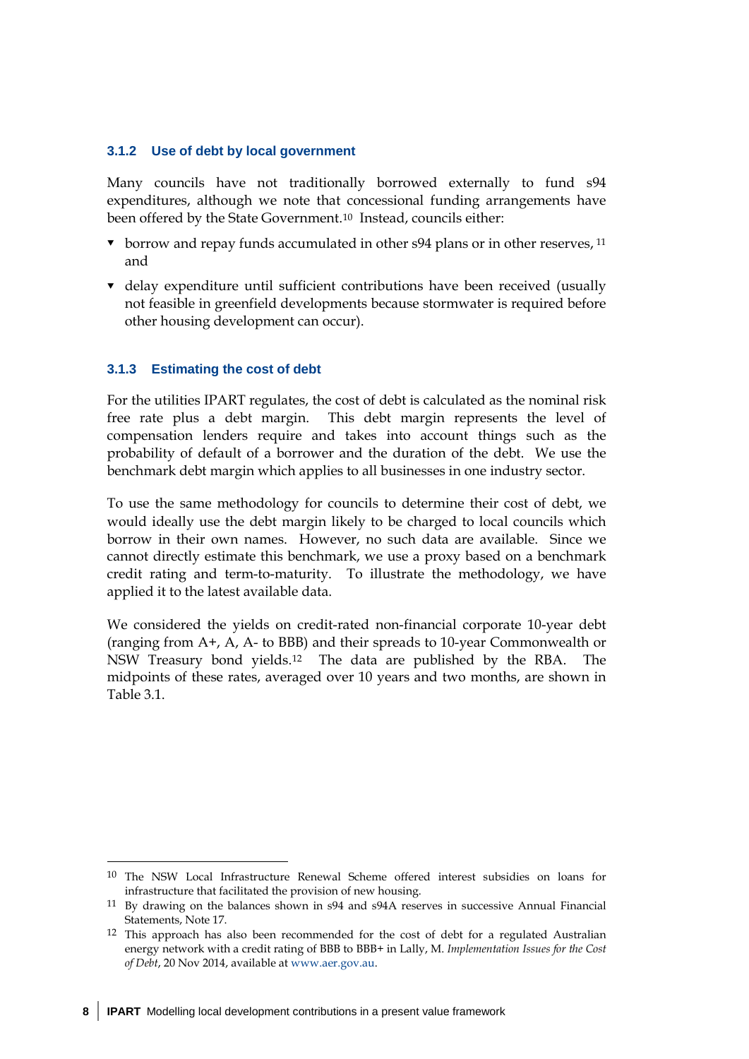### 3.1.2 Use of debt by local government

Many councils have not traditionally borrowed externally to fund s94 expenditures, although we note that concessional funding arrangements have been offered by the State Government.[10] Instead, councils either:

- borrow and repay funds accumulated in other s94 plans or in other reserves,[11] and
- delay expenditure until sufficient contributions have been received (usually not feasible in greenfield developments because stormwater is required before other housing development can occur).

### 3.1.3 Estimating the cost of debt

For the utilities IPART regulates, the cost of debt is calculated as the nominal risk free rate plus a debt margin. This debt margin represents the level of compensation lenders require and takes into account things such as the probability of default of a borrower and the duration of the debt. We use the benchmark debt margin which applies to all businesses in one industry sector.

To use the same methodology for councils to determine their cost of debt, we would ideally use the debt margin likely to be charged to local councils which borrow in their own names. However, no such data are available. Since we cannot directly estimate this benchmark, we use a proxy based on a benchmark credit rating and term-to-maturity. To illustrate the methodology, we have applied it to the latest available data.

We considered the yields on credit-rated non-financial corporate 10-year debt (ranging from A+, A, A- to BBB) and their spreads to 10-year Commonwealth or NSW Treasury bond yields.[12] The data are published by the RBA. The midpoints of these rates, averaged over 10 years and two months, are shown in Table 3.1.

---

[10] The NSW Local Infrastructure Renewal Scheme offered interest subsidies on loans for infrastructure that facilitated the provision of new housing.

[11] By drawing on the balances shown in s94 and s94A reserves in successive Annual Financial Statements, Note 17.

[12] This approach has also been recommended for the cost of debt for a regulated Australian energy network with a credit rating of BBB to BBB+ in Lally, M. *Implementation Issues for the Cost of Debt*, 20 Nov 2014, available at www.aer.gov.au.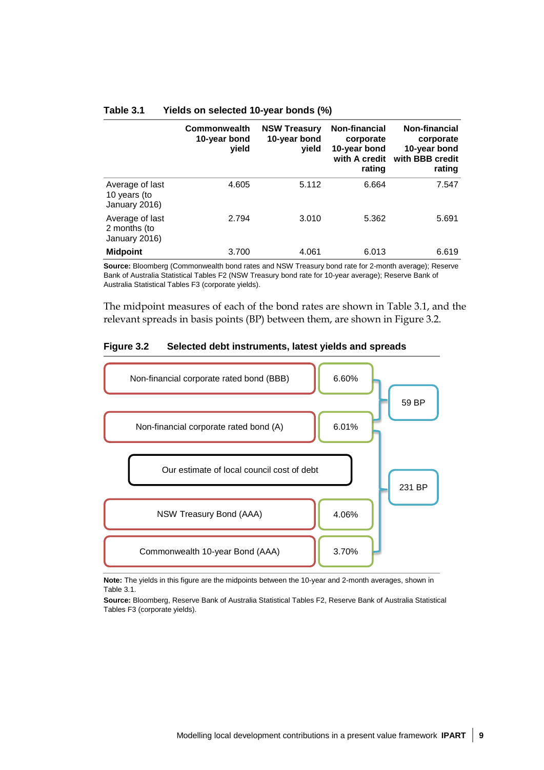**Table 3.1 Yields on selected 10-year bonds (%)**

| | Commonwealth 10-year bond yield | NSW Treasury 10-year bond yield | Non-financial corporate 10-year bond with A credit rating | Non-financial corporate 10-year bond with BBB credit rating |
|---|---|---|---|---|
| Average of last 10 years (to January 2016) | 4.605 | 5.112 | 6.664 | 7.547 |
| Average of last 2 months (to January 2016) | 2.794 | 3.010 | 5.362 | 5.691 |
| **Midpoint** | 3.700 | 4.061 | 6.013 | 6.619 |

**Source:** Bloomberg (Commonwealth bond rates and NSW Treasury bond rate for 2-month average); Reserve Bank of Australia Statistical Tables F2 (NSW Treasury bond rate for 10-year average); Reserve Bank of Australia Statistical Tables F3 (corporate yields).

The midpoint measures of each of the bond rates are shown in Table 3.1, and the relevant spreads in basis points (BP) between them, are shown in Figure 3.2.

**Figure 3.2 Selected debt instruments, latest yields and spreads**

| Debt instrument | Yield | Spread |
|---|---|---|
| Non-financial corporate rated bond (BBB) | 6.60% | 59 BP (between BBB and A) |
| Non-financial corporate rated bond (A) | 6.01% | |
| Our estimate of local council cost of debt | | 231 BP (between A and Commonwealth 10-year Bond) |
| NSW Treasury Bond (AAA) | 4.06% | |
| Commonwealth 10-year Bond (AAA) | 3.70% | |

**Note:** The yields in this figure are the midpoints between the 10-year and 2-month averages, shown in Table 3.1.

**Source:** Bloomberg, Reserve Bank of Australia Statistical Tables F2, Reserve Bank of Australia Statistical Tables F3 (corporate yields).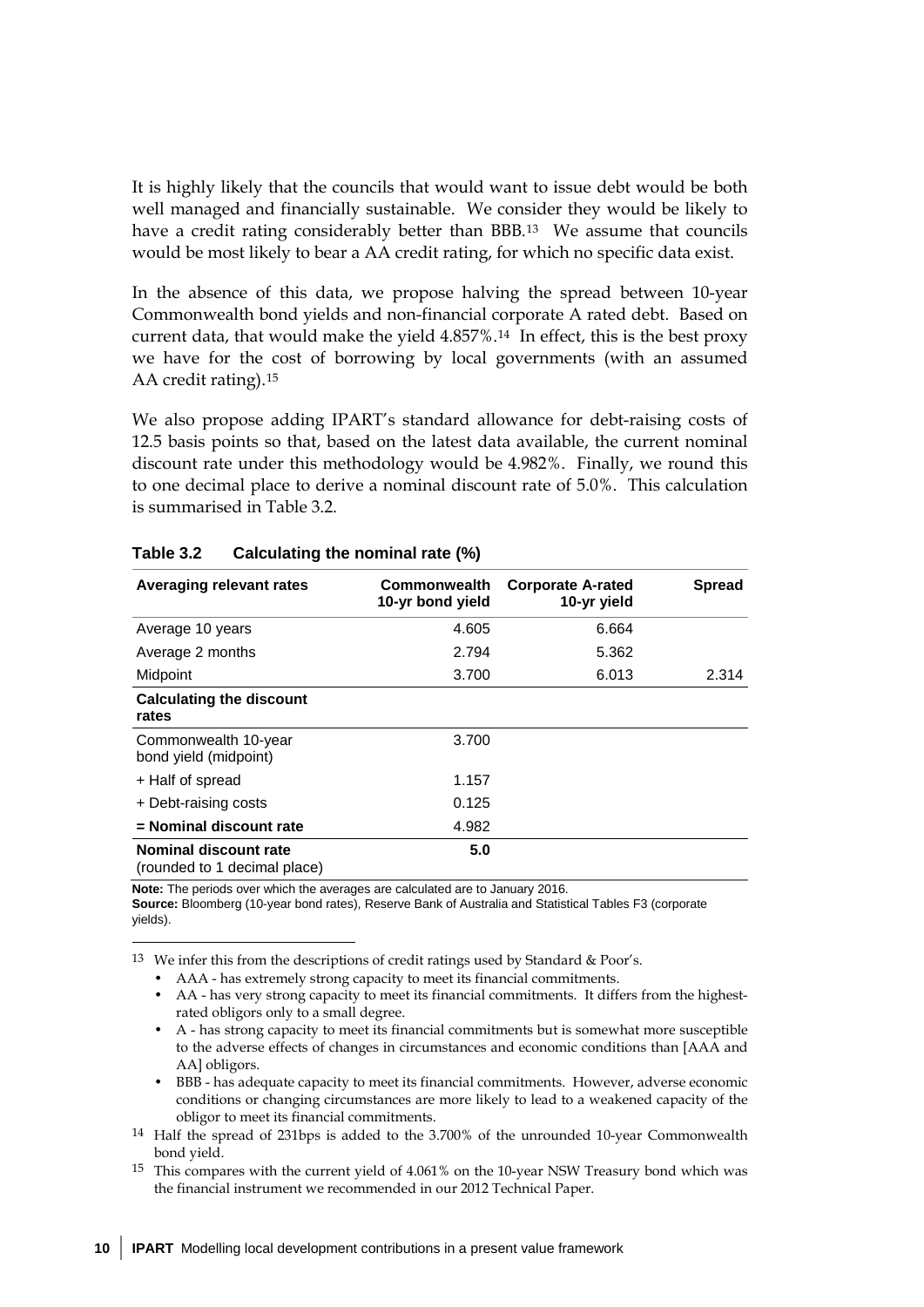It is highly likely that the councils that would want to issue debt would be both well managed and financially sustainable. We consider they would be likely to have a credit rating considerably better than BBB.[13] We assume that councils would be most likely to bear a AA credit rating, for which no specific data exist.

In the absence of this data, we propose halving the spread between 10-year Commonwealth bond yields and non-financial corporate A rated debt. Based on current data, that would make the yield 4.857%.[14] In effect, this is the best proxy we have for the cost of borrowing by local governments (with an assumed AA credit rating).[15]

We also propose adding IPART's standard allowance for debt-raising costs of 12.5 basis points so that, based on the latest data available, the current nominal discount rate under this methodology would be 4.982%. Finally, we round this to one decimal place to derive a nominal discount rate of 5.0%. This calculation is summarised in Table 3.2.

**Table 3.2 Calculating the nominal rate (%)**

| Averaging relevant rates | Commonwealth 10-yr bond yield | Corporate A-rated 10-yr yield | Spread |
|---|---|---|---|
| Average 10 years | 4.605 | 6.664 | |
| Average 2 months | 2.794 | 5.362 | |
| Midpoint | 3.700 | 6.013 | 2.314 |
| **Calculating the discount rates** | | | |
| Commonwealth 10-year bond yield (midpoint) | 3.700 | | |
| + Half of spread | 1.157 | | |
| + Debt-raising costs | 0.125 | | |
| **= Nominal discount rate** | 4.982 | | |
| **Nominal discount rate** (rounded to 1 decimal place) | **5.0** | | |

**Note:** The periods over which the averages are calculated are to January 2016.
**Source:** Bloomberg (10-year bond rates), Reserve Bank of Australia and Statistical Tables F3 (corporate yields).

---

[13] We infer this from the descriptions of credit ratings used by Standard & Poor's.

- AAA - has extremely strong capacity to meet its financial commitments.
- AA - has very strong capacity to meet its financial commitments. It differs from the highest-rated obligors only to a small degree.
- A - has strong capacity to meet its financial commitments but is somewhat more susceptible to the adverse effects of changes in circumstances and economic conditions than [AAA and AA] obligors.
- BBB - has adequate capacity to meet its financial commitments. However, adverse economic conditions or changing circumstances are more likely to lead to a weakened capacity of the obligor to meet its financial commitments.

[14] Half the spread of 231bps is added to the 3.700% of the unrounded 10-year Commonwealth bond yield.

[15] This compares with the current yield of 4.061% on the 10-year NSW Treasury bond which was the financial instrument we recommended in our 2012 Technical Paper.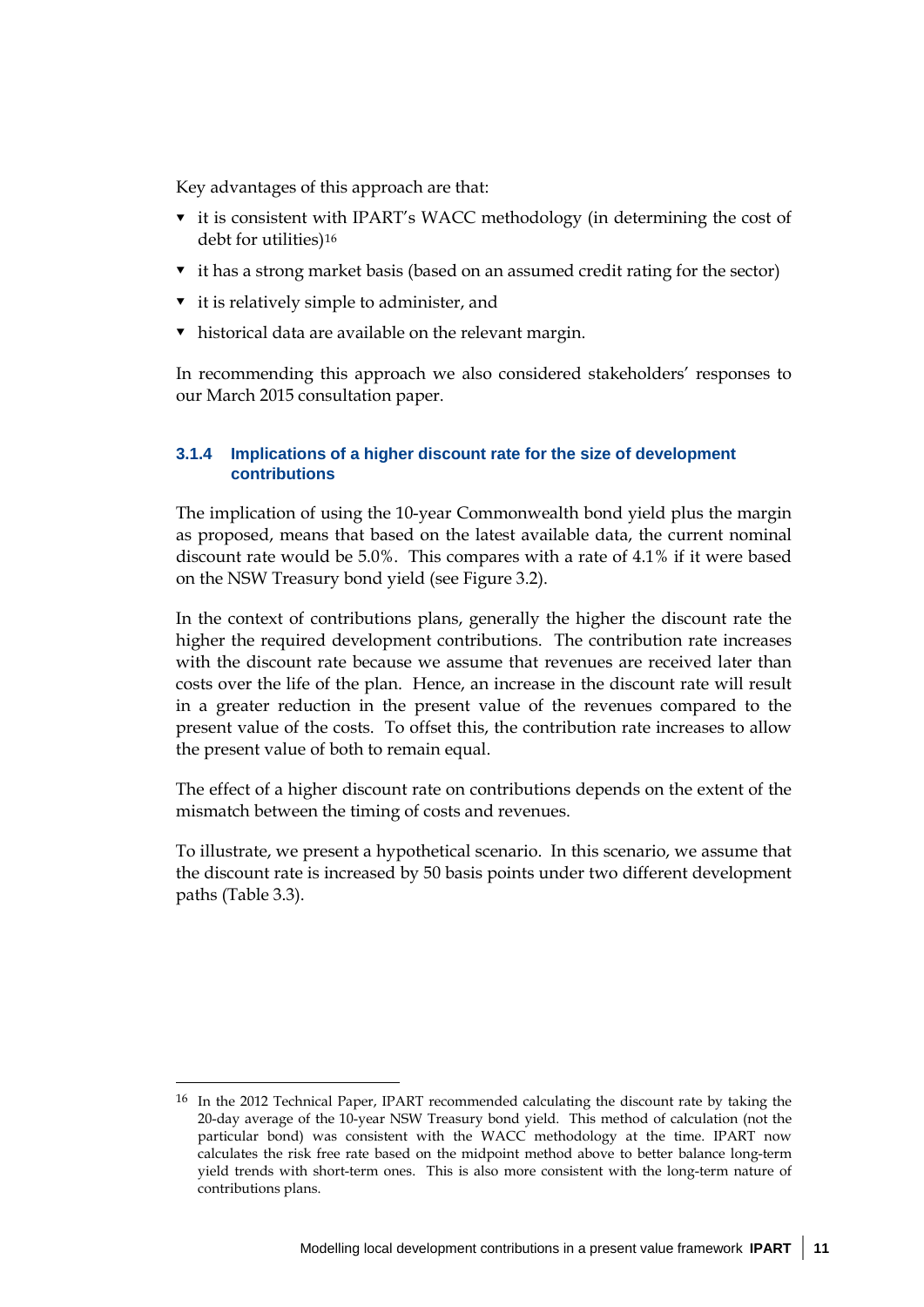Key advantages of this approach are that:

- it is consistent with IPART's WACC methodology (in determining the cost of debt for utilities)[16]
- it has a strong market basis (based on an assumed credit rating for the sector)
- it is relatively simple to administer, and
- historical data are available on the relevant margin.

In recommending this approach we also considered stakeholders' responses to our March 2015 consultation paper.

### 3.1.4 Implications of a higher discount rate for the size of development contributions

The implication of using the 10-year Commonwealth bond yield plus the margin as proposed, means that based on the latest available data, the current nominal discount rate would be 5.0%. This compares with a rate of 4.1% if it were based on the NSW Treasury bond yield (see Figure 3.2).

In the context of contributions plans, generally the higher the discount rate the higher the required development contributions. The contribution rate increases with the discount rate because we assume that revenues are received later than costs over the life of the plan. Hence, an increase in the discount rate will result in a greater reduction in the present value of the revenues compared to the present value of the costs. To offset this, the contribution rate increases to allow the present value of both to remain equal.

The effect of a higher discount rate on contributions depends on the extent of the mismatch between the timing of costs and revenues.

To illustrate, we present a hypothetical scenario. In this scenario, we assume that the discount rate is increased by 50 basis points under two different development paths (Table 3.3).

---

[16] In the 2012 Technical Paper, IPART recommended calculating the discount rate by taking the 20-day average of the 10-year NSW Treasury bond yield. This method of calculation (not the particular bond) was consistent with the WACC methodology at the time. IPART now calculates the risk free rate based on the midpoint method above to better balance long-term yield trends with short-term ones. This is also more consistent with the long-term nature of contributions plans.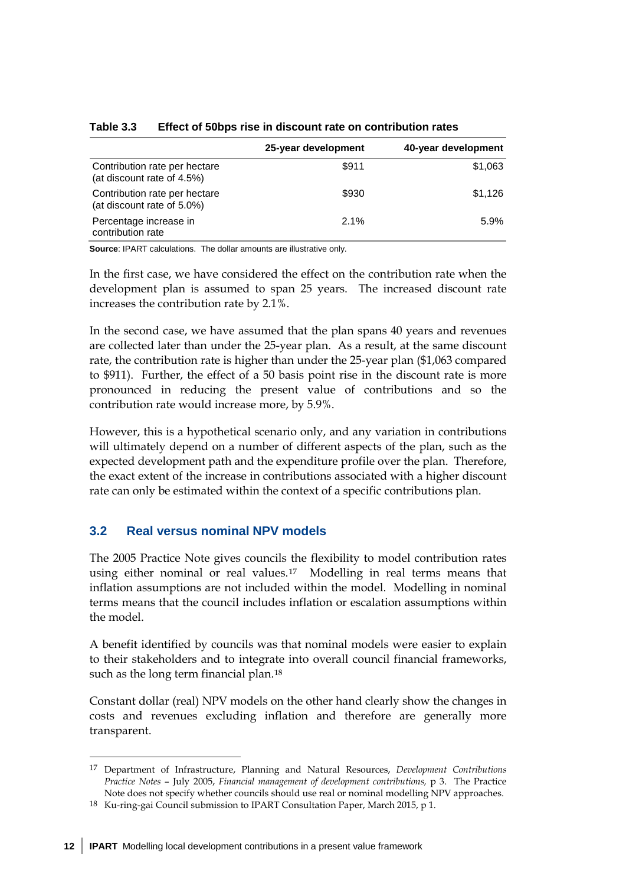**Table 3.3 Effect of 50bps rise in discount rate on contribution rates**

| | 25-year development | 40-year development |
|---|---|---|
| Contribution rate per hectare (at discount rate of 4.5%) | $911 | $1,063 |
| Contribution rate per hectare (at discount rate of 5.0%) | $930 | $1,126 |
| Percentage increase in contribution rate | 2.1% | 5.9% |

**Source**: IPART calculations. The dollar amounts are illustrative only.

In the first case, we have considered the effect on the contribution rate when the development plan is assumed to span 25 years. The increased discount rate increases the contribution rate by 2.1%.

In the second case, we have assumed that the plan spans 40 years and revenues are collected later than under the 25-year plan. As a result, at the same discount rate, the contribution rate is higher than under the 25-year plan ($1,063 compared to $911). Further, the effect of a 50 basis point rise in the discount rate is more pronounced in reducing the present value of contributions and so the contribution rate would increase more, by 5.9%.

However, this is a hypothetical scenario only, and any variation in contributions will ultimately depend on a number of different aspects of the plan, such as the expected development path and the expenditure profile over the plan. Therefore, the exact extent of the increase in contributions associated with a higher discount rate can only be estimated within the context of a specific contributions plan.

## 3.2 Real versus nominal NPV models

The 2005 Practice Note gives councils the flexibility to model contribution rates using either nominal or real values.[17] Modelling in real terms means that inflation assumptions are not included within the model. Modelling in nominal terms means that the council includes inflation or escalation assumptions within the model.

A benefit identified by councils was that nominal models were easier to explain to their stakeholders and to integrate into overall council financial frameworks, such as the long term financial plan.[18]

Constant dollar (real) NPV models on the other hand clearly show the changes in costs and revenues excluding inflation and therefore are generally more transparent.

---

[17] Department of Infrastructure, Planning and Natural Resources, *Development Contributions Practice Notes* – July 2005, *Financial management of development contributions,* p 3. The Practice Note does not specify whether councils should use real or nominal modelling NPV approaches.

[18] Ku-ring-gai Council submission to IPART Consultation Paper, March 2015, p 1.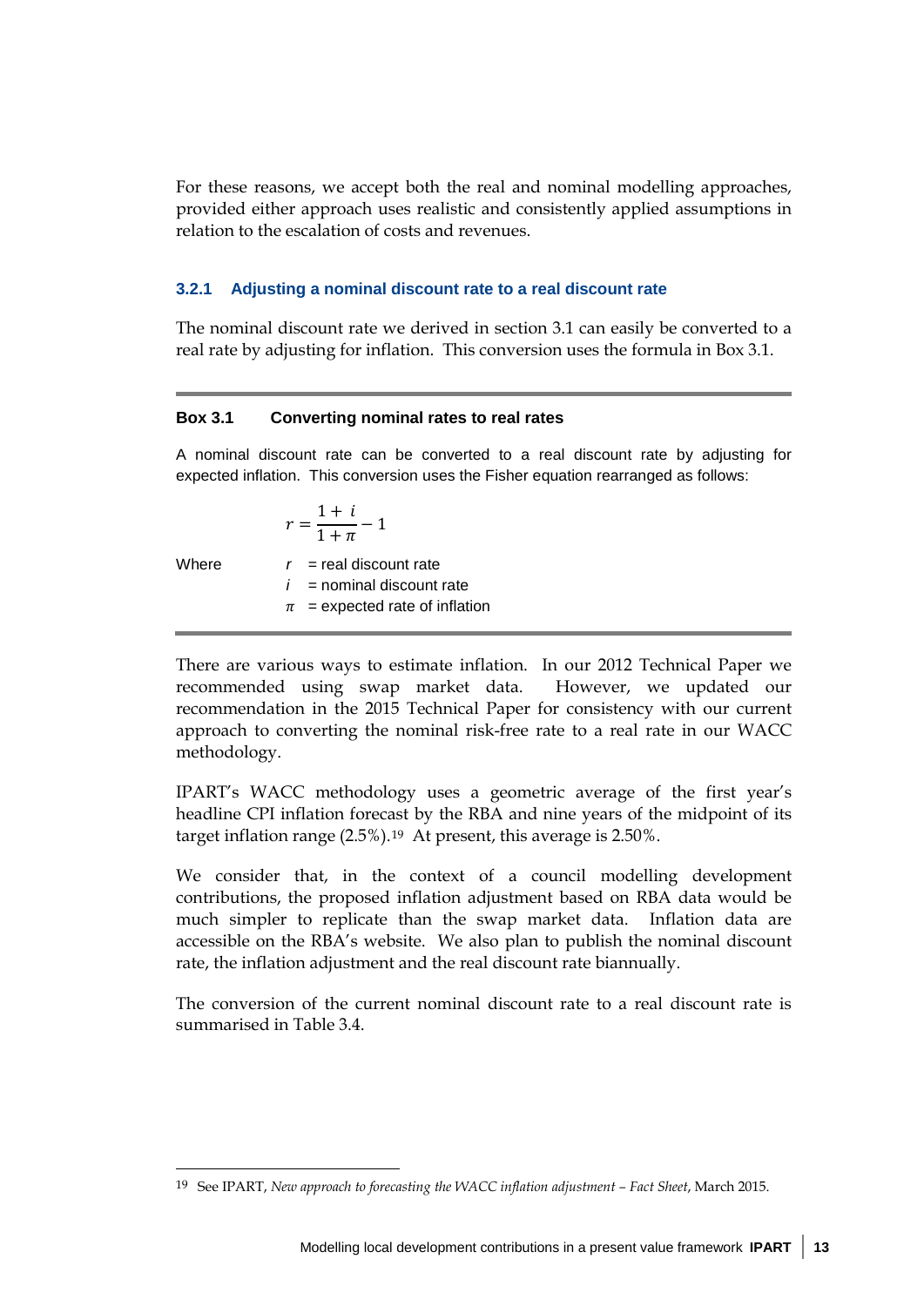For these reasons, we accept both the real and nominal modelling approaches, provided either approach uses realistic and consistently applied assumptions in relation to the escalation of costs and revenues.

### 3.2.1 Adjusting a nominal discount rate to a real discount rate

The nominal discount rate we derived in section 3.1 can easily be converted to a real rate by adjusting for inflation. This conversion uses the formula in Box 3.1.

---

**Box 3.1 Converting nominal rates to real rates**

A nominal discount rate can be converted to a real discount rate by adjusting for expected inflation. This conversion uses the Fisher equation rearranged as follows:

$$r = \frac{1 + i}{1 + \pi} - 1$$

Where
- $r$ = real discount rate
- $i$ = nominal discount rate
- $\pi$ = expected rate of inflation

---

There are various ways to estimate inflation. In our 2012 Technical Paper we recommended using swap market data. However, we updated our recommendation in the 2015 Technical Paper for consistency with our current approach to converting the nominal risk-free rate to a real rate in our WACC methodology.

IPART's WACC methodology uses a geometric average of the first year's headline CPI inflation forecast by the RBA and nine years of the midpoint of its target inflation range (2.5%).[19] At present, this average is 2.50%.

We consider that, in the context of a council modelling development contributions, the proposed inflation adjustment based on RBA data would be much simpler to replicate than the swap market data. Inflation data are accessible on the RBA's website. We also plan to publish the nominal discount rate, the inflation adjustment and the real discount rate biannually.

The conversion of the current nominal discount rate to a real discount rate is summarised in Table 3.4.

---

[19] See IPART, *New approach to forecasting the WACC inflation adjustment – Fact Sheet*, March 2015.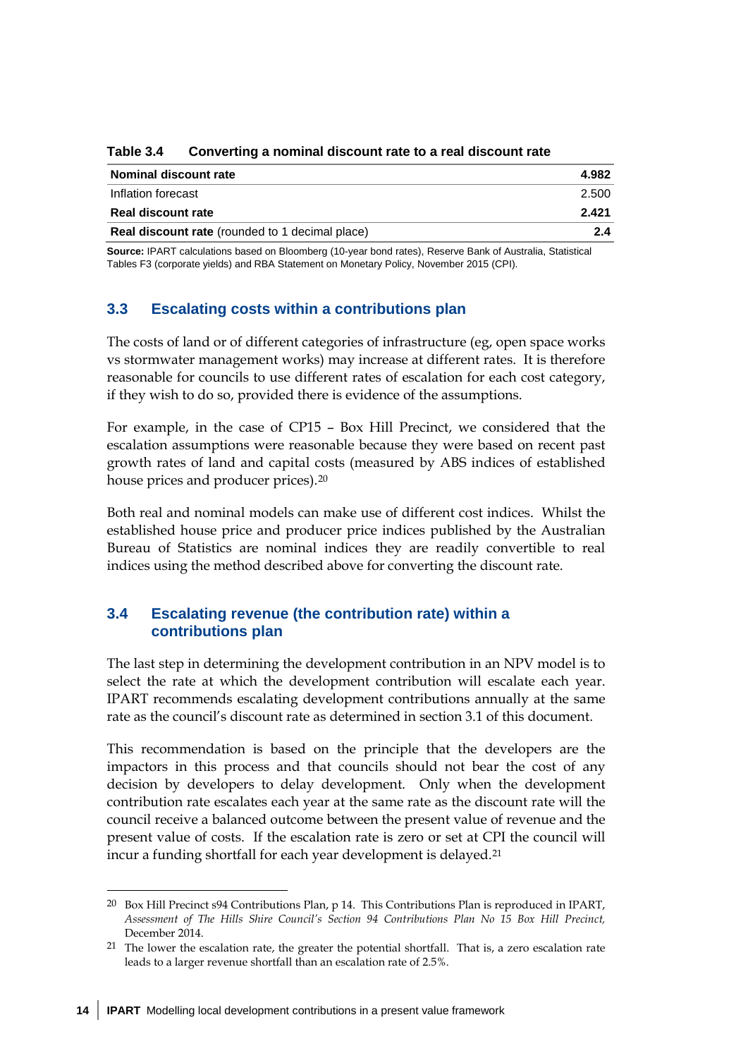**Table 3.4 Converting a nominal discount rate to a real discount rate**

| | |
|---|---|
| **Nominal discount rate** | **4.982** |
| Inflation forecast | 2.500 |
| **Real discount rate** | **2.421** |
| **Real discount rate** (rounded to 1 decimal place) | **2.4** |

**Source:** IPART calculations based on Bloomberg (10-year bond rates), Reserve Bank of Australia, Statistical Tables F3 (corporate yields) and RBA Statement on Monetary Policy, November 2015 (CPI).

## 3.3 Escalating costs within a contributions plan

The costs of land or of different categories of infrastructure (eg, open space works vs stormwater management works) may increase at different rates. It is therefore reasonable for councils to use different rates of escalation for each cost category, if they wish to do so, provided there is evidence of the assumptions.

For example, in the case of CP15 – Box Hill Precinct, we considered that the escalation assumptions were reasonable because they were based on recent past growth rates of land and capital costs (measured by ABS indices of established house prices and producer prices).[20]

Both real and nominal models can make use of different cost indices. Whilst the established house price and producer price indices published by the Australian Bureau of Statistics are nominal indices they are readily convertible to real indices using the method described above for converting the discount rate.

## 3.4 Escalating revenue (the contribution rate) within a contributions plan

The last step in determining the development contribution in an NPV model is to select the rate at which the development contribution will escalate each year. IPART recommends escalating development contributions annually at the same rate as the council's discount rate as determined in section 3.1 of this document.

This recommendation is based on the principle that the developers are the impactors in this process and that councils should not bear the cost of any decision by developers to delay development. Only when the development contribution rate escalates each year at the same rate as the discount rate will the council receive a balanced outcome between the present value of revenue and the present value of costs. If the escalation rate is zero or set at CPI the council will incur a funding shortfall for each year development is delayed.[21]

---

[20] Box Hill Precinct s94 Contributions Plan, p 14. This Contributions Plan is reproduced in IPART, *Assessment of The Hills Shire Council's Section 94 Contributions Plan No 15 Box Hill Precinct,* December 2014.

[21] The lower the escalation rate, the greater the potential shortfall. That is, a zero escalation rate leads to a larger revenue shortfall than an escalation rate of 2.5%.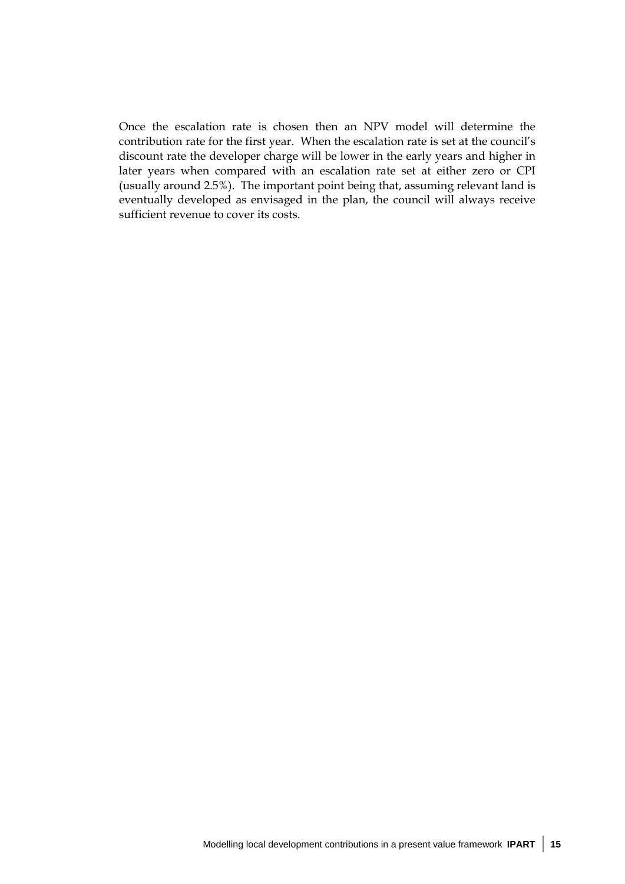Once the escalation rate is chosen then an NPV model will determine the contribution rate for the first year. When the escalation rate is set at the council's discount rate the developer charge will be lower in the early years and higher in later years when compared with an escalation rate set at either zero or CPI (usually around 2.5%). The important point being that, assuming relevant land is eventually developed as envisaged in the plan, the council will always receive sufficient revenue to cover its costs.